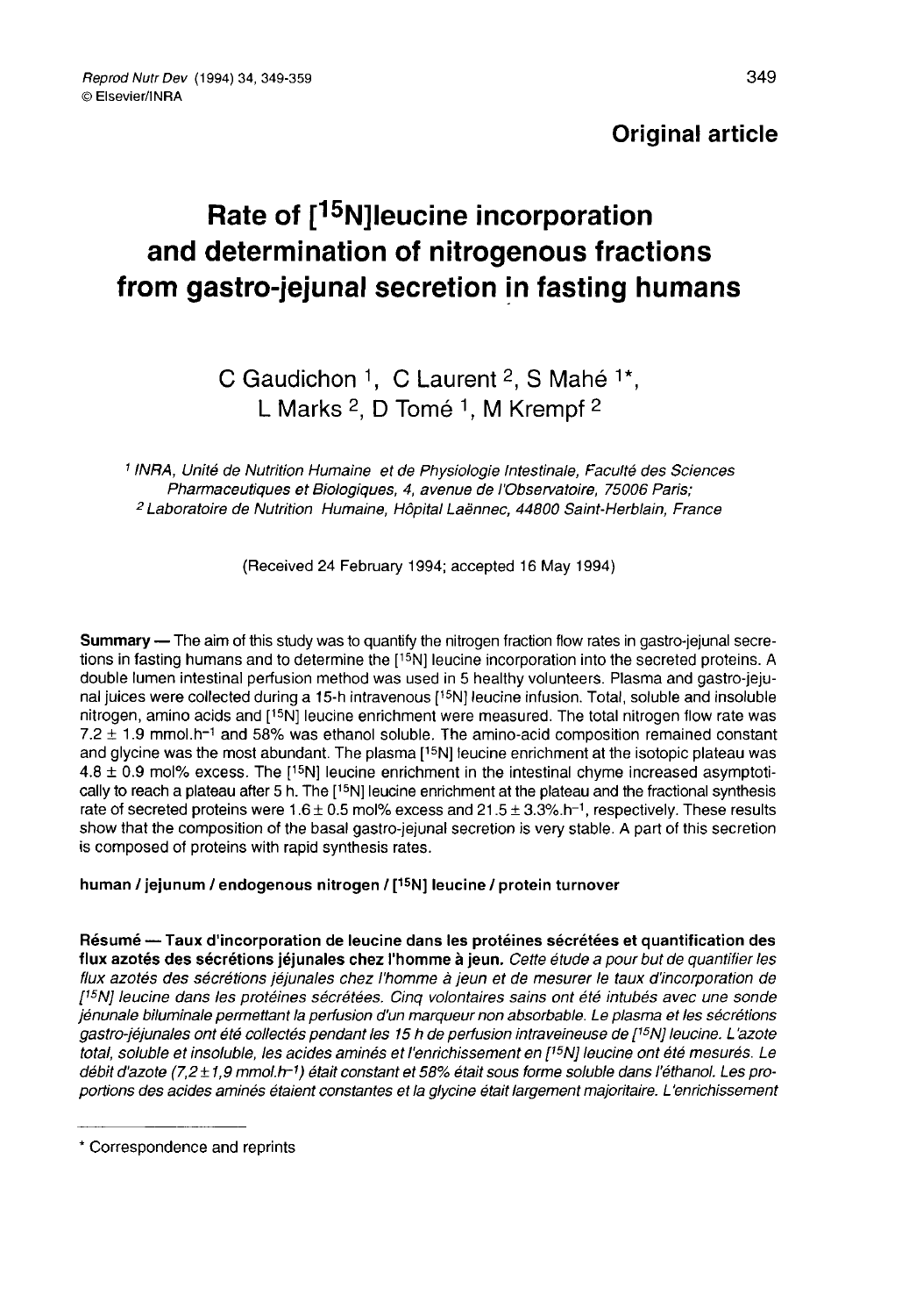**Original article**

# Rate of [$^{15}$N]leucine incorporation and determination of nitrogenous fractions from gastro-jejunal secretion in fasting humans

C Gaudichon [1], C Laurent [2], S Mahé [1*], L Marks [2], D Tomé [1], M Krempf [2]

[1] *INRA, Unité de Nutrition Humaine et de Physiologie Intestinale, Faculté des Sciences Pharmaceutiques et Biologiques, 4, avenue de l'Observatoire, 75006 Paris;*
[2] *Laboratoire de Nutrition Humaine, Hôpital Laënnec, 44800 Saint-Herblain, France*

(Received 24 February 1994; accepted 16 May 1994)

**Summary** — The aim of this study was to quantify the nitrogen fraction flow rates in gastro-jejunal secretions in fasting humans and to determine the [$^{15}$N] leucine incorporation into the secreted proteins. A double lumen intestinal perfusion method was used in 5 healthy volunteers. Plasma and gastro-jejunal juices were collected during a 15-h intravenous [$^{15}$N] leucine infusion. Total, soluble and insoluble nitrogen, amino acids and [$^{15}$N] leucine enrichment were measured. The total nitrogen flow rate was 7.2 ± 1.9 mmol.h$^{-1}$ and 58% was ethanol soluble. The amino-acid composition remained constant and glycine was the most abundant. The plasma [$^{15}$N] leucine enrichment at the isotopic plateau was 4.8 ± 0.9 mol% excess. The [$^{15}$N] leucine enrichment in the intestinal chyme increased asymptotically to reach a plateau after 5 h. The [$^{15}$N] leucine enrichment at the plateau and the fractional synthesis rate of secreted proteins were 1.6 ± 0.5 mol% excess and 21.5 ± 3.3%.h$^{-1}$, respectively. These results show that the composition of the basal gastro-jejunal secretion is very stable. A part of this secretion is composed of proteins with rapid synthesis rates.

**human / jejunum / endogenous nitrogen / [$^{15}$N] leucine / protein turnover**

**Résumé — Taux d'incorporation de leucine dans les protéines sécrétées et quantification des flux azotés des sécrétions jéjunales chez l'homme à jeun.** *Cette étude a pour but de quantifier les flux azotés des sécrétions jéjunales chez l'homme à jeun et de mesurer le taux d'incorporation de [$^{15}$N] leucine dans les protéines sécrétées. Cinq volontaires sains ont été intubés avec une sonde jénunale biluminale permettant la perfusion d'un marqueur non absorbable. Le plasma et les sécrétions gastro-jéjunales ont été collectés pendant les 15 h de perfusion intraveineuse de [$^{15}$N] leucine. L'azote total, soluble et insoluble, les acides aminés et l'enrichissement en [$^{15}$N] leucine ont été mesurés. Le débit d'azote (7,2 ± 1,9 mmol.h$^{-1}$) était constant et 58% était sous forme soluble dans l'éthanol. Les proportions des acides aminés étaient constantes et la glycine était largement majoritaire. L'enrichissement*

* Correspondence and reprints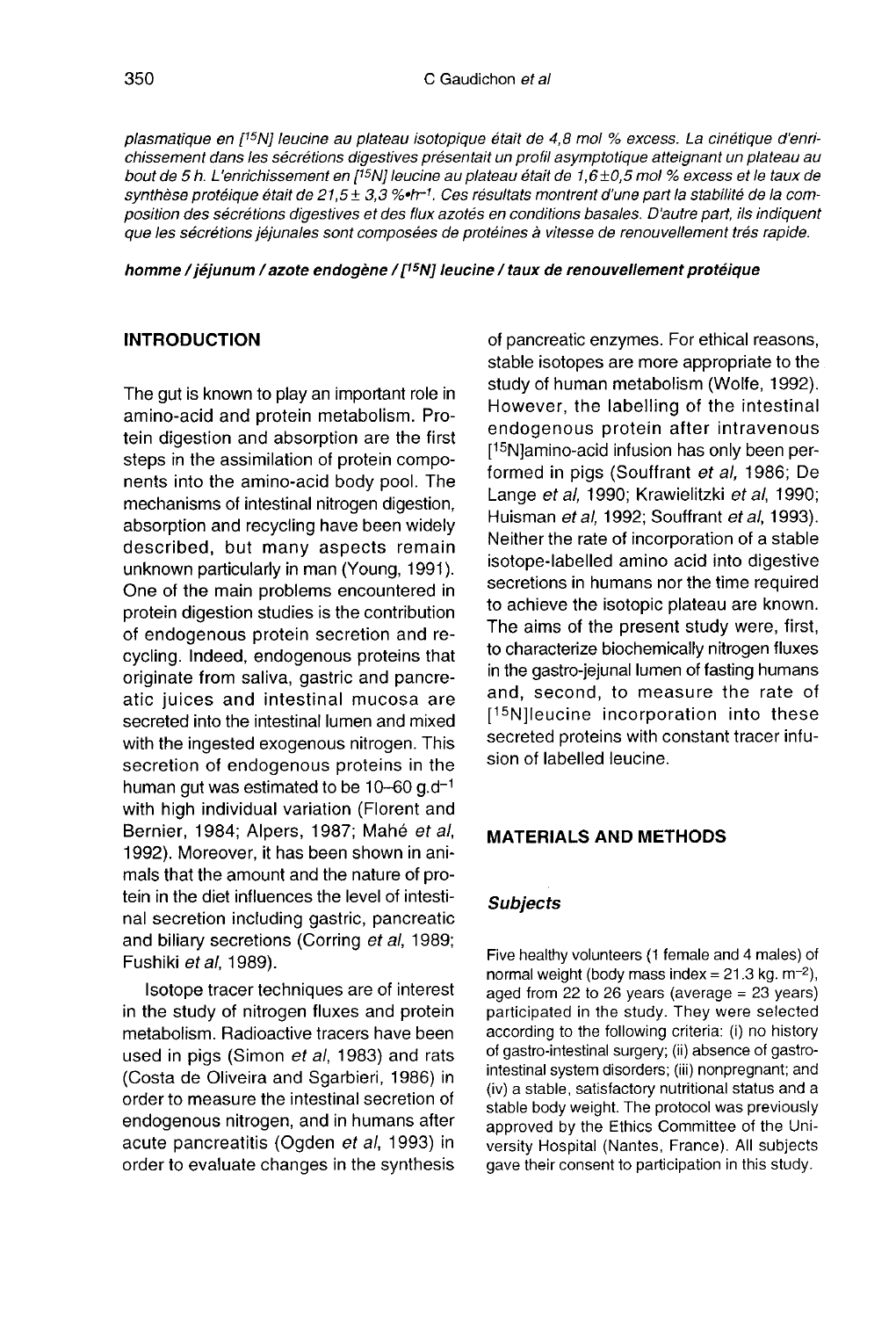*plasmatique en [$^{15}$N] leucine au plateau isotopique était de 4,8 mol % excess. La cinétique d'enrichissement dans les sécrétions digestives présentait un profil asymptotique atteignant un plateau au bout de 5 h. L'enrichissement en [$^{15}$N] leucine au plateau était de 1,6±0,5 mol % excess et le taux de synthèse protéique était de 21,5 ± 3,3 %•h$^{-1}$. Ces résultats montrent d'une part la stabilité de la composition des sécrétions digestives et des flux azotés en conditions basales. D'autre part, ils indiquent que les sécrétions jéjunales sont composées de protéines à vitesse de renouvellement très rapide.*

***homme / jéjunum / azote endogène / [$^{15}$N] leucine / taux de renouvellement protéique***

## INTRODUCTION

The gut is known to play an important role in amino-acid and protein metabolism. Protein digestion and absorption are the first steps in the assimilation of protein components into the amino-acid body pool. The mechanisms of intestinal nitrogen digestion, absorption and recycling have been widely described, but many aspects remain unknown particularly in man (Young, 1991). One of the main problems encountered in protein digestion studies is the contribution of endogenous protein secretion and recycling. Indeed, endogenous proteins that originate from saliva, gastric and pancreatic juices and intestinal mucosa are secreted into the intestinal lumen and mixed with the ingested exogenous nitrogen. This secretion of endogenous proteins in the human gut was estimated to be 10–60 g.d$^{-1}$ with high individual variation (Florent and Bernier, 1984; Alpers, 1987; Mahé *et al*, 1992). Moreover, it has been shown in animals that the amount and the nature of protein in the diet influences the level of intestinal secretion including gastric, pancreatic and biliary secretions (Corring *et al*, 1989; Fushiki *et al*, 1989).

Isotope tracer techniques are of interest in the study of nitrogen fluxes and protein metabolism. Radioactive tracers have been used in pigs (Simon *et al*, 1983) and rats (Costa de Oliveira and Sgarbieri, 1986) in order to measure the intestinal secretion of endogenous nitrogen, and in humans after acute pancreatitis (Ogden *et al*, 1993) in order to evaluate changes in the synthesis of pancreatic enzymes. For ethical reasons, stable isotopes are more appropriate to the study of human metabolism (Wolfe, 1992). However, the labelling of the intestinal endogenous protein after intravenous [$^{15}$N]amino-acid infusion has only been performed in pigs (Souffrant *et al*, 1986; De Lange *et al*, 1990; Krawielitzki *et al*, 1990; Huisman *et al*, 1992; Souffrant *et al*, 1993). Neither the rate of incorporation of a stable isotope-labelled amino acid into digestive secretions in humans nor the time required to achieve the isotopic plateau are known. The aims of the present study were, first, to characterize biochemically nitrogen fluxes in the gastro-jejunal lumen of fasting humans and, second, to measure the rate of [$^{15}$N]leucine incorporation into these secreted proteins with constant tracer infusion of labelled leucine.

## MATERIALS AND METHODS

### *Subjects*

Five healthy volunteers (1 female and 4 males) of normal weight (body mass index = 21.3 kg. m$^{-2}$), aged from 22 to 26 years (average = 23 years) participated in the study. They were selected according to the following criteria: (i) no history of gastro-intestinal surgery; (ii) absence of gastro-intestinal system disorders; (iii) nonpregnant; and (iv) a stable, satisfactory nutritional status and a stable body weight. The protocol was previously approved by the Ethics Committee of the University Hospital (Nantes, France). All subjects gave their consent to participation in this study.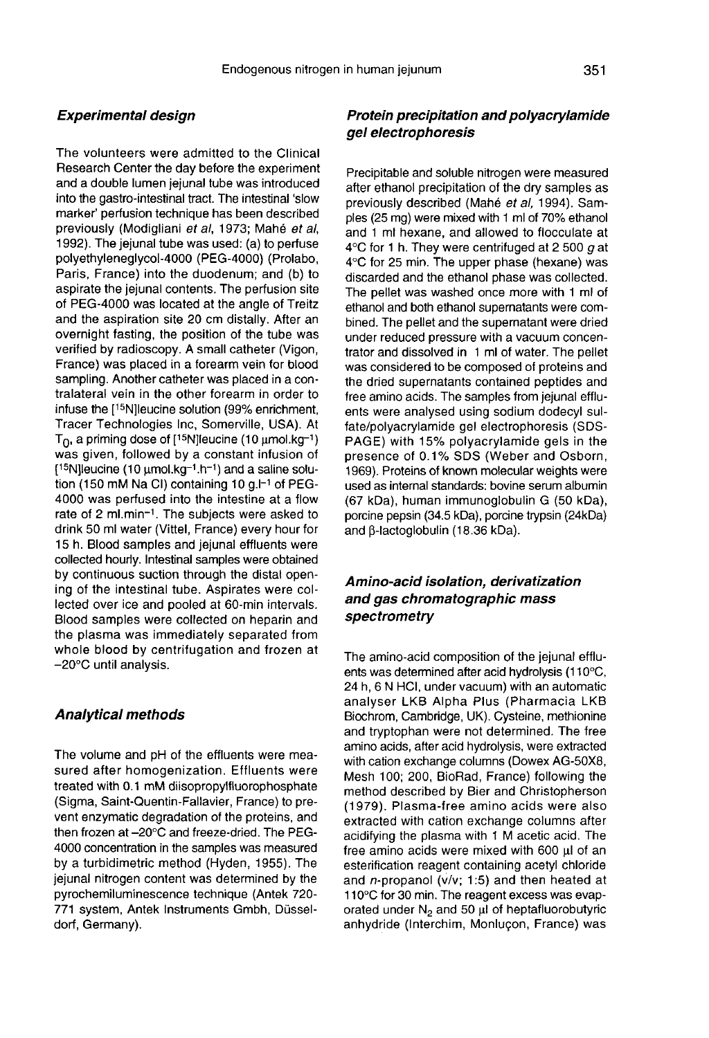### Experimental design

The volunteers were admitted to the Clinical Research Center the day before the experiment and a double lumen jejunal tube was introduced into the gastro-intestinal tract. The intestinal 'slow marker' perfusion technique has been described previously (Modigliani *et al*, 1973; Mahé *et al*, 1992). The jejunal tube was used: (a) to perfuse polyethyleneglycol-4000 (PEG-4000) (Prolabo, Paris, France) into the duodenum; and (b) to aspirate the jejunal contents. The perfusion site of PEG-4000 was located at the angle of Treitz and the aspiration site 20 cm distally. After an overnight fasting, the position of the tube was verified by radioscopy. A small catheter (Vigon, France) was placed in a forearm vein for blood sampling. Another catheter was placed in a contralateral vein in the other forearm in order to infuse the [$^{15}$N]leucine solution (99% enrichment, Tracer Technologies Inc, Somerville, USA). At $T_0$, a priming dose of [$^{15}$N]leucine (10 $\mu$mol.kg$^{-1}$) was given, followed by a constant infusion of [$^{15}$N]leucine (10 $\mu$mol.kg$^{-1}$.h$^{-1}$) and a saline solution (150 mM Na Cl) containing 10 g.l$^{-1}$ of PEG-4000 was perfused into the intestine at a flow rate of 2 ml.min$^{-1}$. The subjects were asked to drink 50 ml water (Vittel, France) every hour for 15 h. Blood samples and jejunal effluents were collected hourly. Intestinal samples were obtained by continuous suction through the distal opening of the intestinal tube. Aspirates were collected over ice and pooled at 60-min intervals. Blood samples were collected on heparin and the plasma was immediately separated from whole blood by centrifugation and frozen at –20°C until analysis.

### Analytical methods

The volume and pH of the effluents were measured after homogenization. Effluents were treated with 0.1 mM diisopropylfluorophosphate (Sigma, Saint-Quentin-Fallavier, France) to prevent enzymatic degradation of the proteins, and then frozen at –20°C and freeze-dried. The PEG-4000 concentration in the samples was measured by a turbidimetric method (Hyden, 1955). The jejunal nitrogen content was determined by the pyrochemiluminescence technique (Antek 720-771 system, Antek Instruments Gmbh, Düsseldorf, Germany).

### Protein precipitation and polyacrylamide gel electrophoresis

Precipitable and soluble nitrogen were measured after ethanol precipitation of the dry samples as previously described (Mahé *et al*, 1994). Samples (25 mg) were mixed with 1 ml of 70% ethanol and 1 ml hexane, and allowed to flocculate at 4°C for 1 h. They were centrifuged at 2 500 *g* at 4°C for 25 min. The upper phase (hexane) was discarded and the ethanol phase was collected. The pellet was washed once more with 1 ml of ethanol and both ethanol supernatants were combined. The pellet and the supernatant were dried under reduced pressure with a vacuum concentrator and dissolved in 1 ml of water. The pellet was considered to be composed of proteins and the dried supernatants contained peptides and free amino acids. The samples from jejunal effluents were analysed using sodium dodecyl sulfate/polyacrylamide gel electrophoresis (SDS-PAGE) with 15% polyacrylamide gels in the presence of 0.1% SDS (Weber and Osborn, 1969). Proteins of known molecular weights were used as internal standards: bovine serum albumin (67 kDa), human immunoglobulin G (50 kDa), porcine pepsin (34.5 kDa), porcine trypsin (24kDa) and β-lactoglobulin (18.36 kDa).

### Amino-acid isolation, derivatization and gas chromatographic mass spectrometry

The amino-acid composition of the jejunal effluents was determined after acid hydrolysis (110°C, 24 h, 6 N HCl, under vacuum) with an automatic analyser LKB Alpha Plus (Pharmacia LKB Biochrom, Cambridge, UK). Cysteine, methionine and tryptophan were not determined. The free amino acids, after acid hydrolysis, were extracted with cation exchange columns (Dowex AG-50X8, Mesh 100; 200, BioRad, France) following the method described by Bier and Christopherson (1979). Plasma-free amino acids were also extracted with cation exchange columns after acidifying the plasma with 1 M acetic acid. The free amino acids were mixed with 600 μl of an esterification reagent containing acetyl chloride and *n*-propanol (v/v; 1:5) and then heated at 110°C for 30 min. The reagent excess was evaporated under $N_2$ and 50 μl of heptafluorobutyric anhydride (Interchim, Montluçon, France) was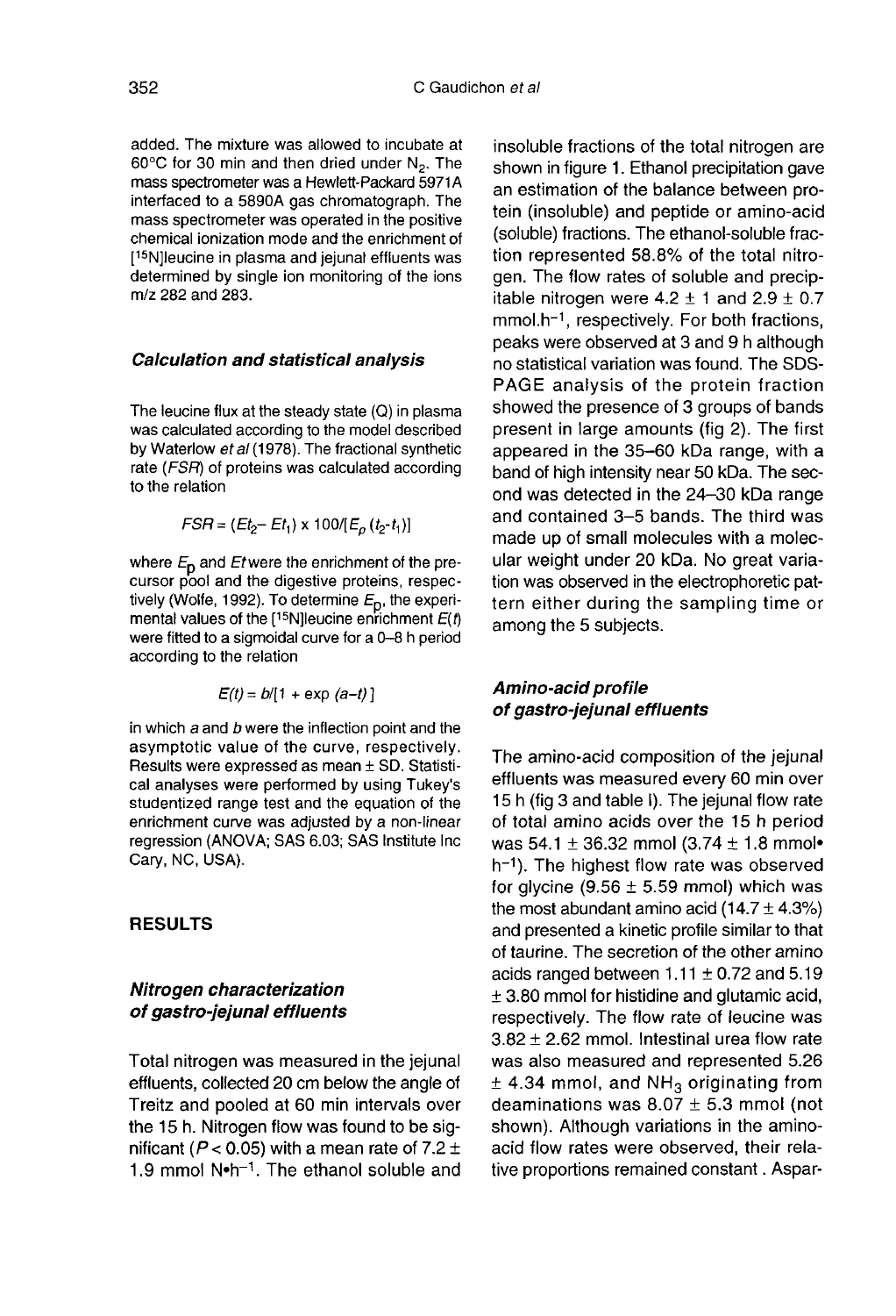added. The mixture was allowed to incubate at 60°C for 30 min and then dried under $N_2$. The mass spectrometer was a Hewlett-Packard 5971A interfaced to a 5890A gas chromatograph. The mass spectrometer was operated in the positive chemical ionization mode and the enrichment of [$^{15}$N]leucine in plasma and jejunal effluents was determined by single ion monitoring of the ions m/z 282 and 283.

### *Calculation and statistical analysis*

The leucine flux at the steady state (Q) in plasma was calculated according to the model described by Waterlow *et al* (1978). The fractional synthetic rate (*FSR*) of proteins was calculated according to the relation

$$FSR = (Et_2 - Et_1) \times 100/[E_p\,(t_2 - t_1)]$$

where $E_p$ and $Et$ were the enrichment of the precursor pool and the digestive proteins, respectively (Wolfe, 1992). To determine $E_p$, the experimental values of the [$^{15}$N]leucine enrichment $E(t)$ were fitted to a sigmoidal curve for a 0–8 h period according to the relation

$$E(t) = b/[1 + \exp\,(a - t)\,]$$

in which $a$ and $b$ were the inflection point and the asymptotic value of the curve, respectively. Results were expressed as mean ± SD. Statistical analyses were performed by using Tukey's studentized range test and the equation of the enrichment curve was adjusted by a non-linear regression (ANOVA; SAS 6.03; SAS Institute Inc Cary, NC, USA).

## RESULTS

### *Nitrogen characterization of gastro-jejunal effluents*

Total nitrogen was measured in the jejunal effluents, collected 20 cm below the angle of Treitz and pooled at 60 min intervals over the 15 h. Nitrogen flow was found to be significant ($P < 0.05$) with a mean rate of 7.2 ± 1.9 mmol N•h$^{-1}$. The ethanol soluble and insoluble fractions of the total nitrogen are shown in figure 1. Ethanol precipitation gave an estimation of the balance between protein (insoluble) and peptide or amino-acid (soluble) fractions. The ethanol-soluble fraction represented 58.8% of the total nitrogen. The flow rates of soluble and precipitable nitrogen were 4.2 ± 1 and 2.9 ± 0.7 mmol.h$^{-1}$, respectively. For both fractions, peaks were observed at 3 and 9 h although no statistical variation was found. The SDS-PAGE analysis of the protein fraction showed the presence of 3 groups of bands present in large amounts (fig 2). The first appeared in the 35–60 kDa range, with a band of high intensity near 50 kDa. The second was detected in the 24–30 kDa range and contained 3–5 bands. The third was made up of small molecules with a molecular weight under 20 kDa. No great variation was observed in the electrophoretic pattern either during the sampling time or among the 5 subjects.

### *Amino-acid profile of gastro-jejunal effluents*

The amino-acid composition of the jejunal effluents was measured every 60 min over 15 h (fig 3 and table I). The jejunal flow rate of total amino acids over the 15 h period was 54.1 ± 36.32 mmol (3.74 ± 1.8 mmol•h$^{-1}$). The highest flow rate was observed for glycine (9.56 ± 5.59 mmol) which was the most abundant amino acid (14.7 ± 4.3%) and presented a kinetic profile similar to that of taurine. The secretion of the other amino acids ranged between 1.11 ± 0.72 and 5.19 ± 3.80 mmol for histidine and glutamic acid, respectively. The flow rate of leucine was 3.82 ± 2.62 mmol. Intestinal urea flow rate was also measured and represented 5.26 ± 4.34 mmol, and $NH_3$ originating from deaminations was 8.07 ± 5.3 mmol (not shown). Although variations in the amino-acid flow rates were observed, their relative proportions remained constant. Aspar-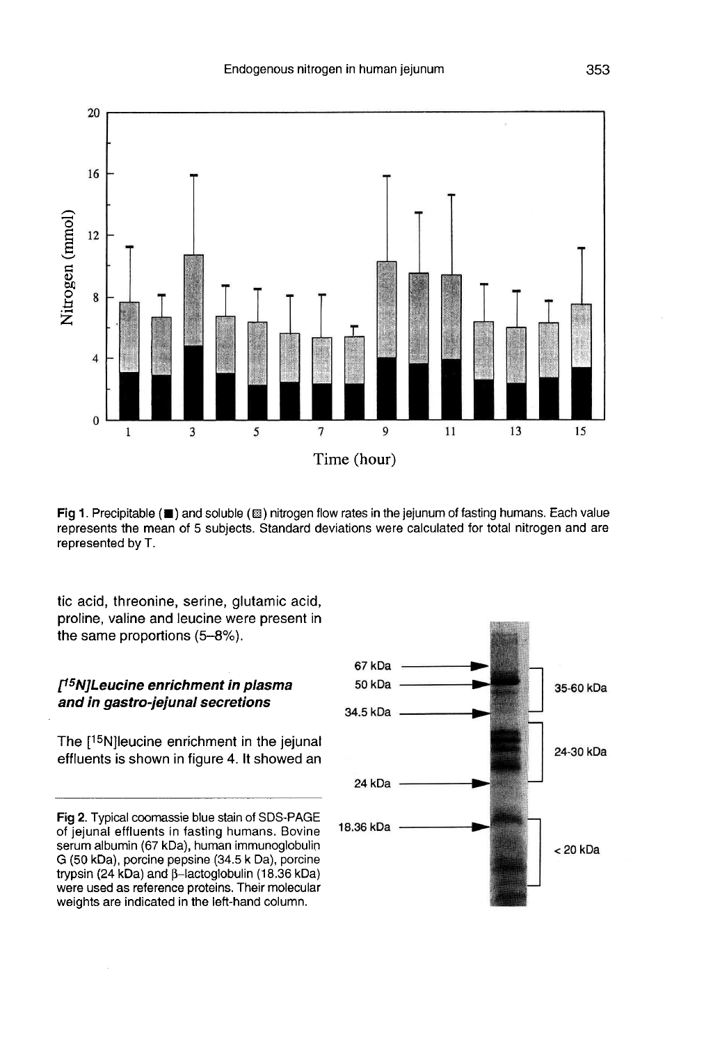Fig 1. Precipitable (■) and soluble (▨) nitrogen flow rates in the jejunum of fasting humans. Each value represents the mean of 5 subjects. Standard deviations were calculated for total nitrogen and are represented by T.

tic acid, threonine, serine, glutamic acid, proline, valine and leucine were present in the same proportions (5–8%).

### *[$^{15}$N]Leucine enrichment in plasma and in gastro-jejunal secretions*

The [$^{15}$N]leucine enrichment in the jejunal effluents is shown in figure 4. It showed an

Fig 2. Typical coomassie blue stain of SDS-PAGE of jejunal effluents in fasting humans. Bovine serum albumin (67 kDa), human immunoglobulin G (50 kDa), porcine pepsine (34.5 k Da), porcine trypsin (24 kDa) and β-lactoglobulin (18.36 kDa) were used as reference proteins. Their molecular weights are indicated in the left-hand column.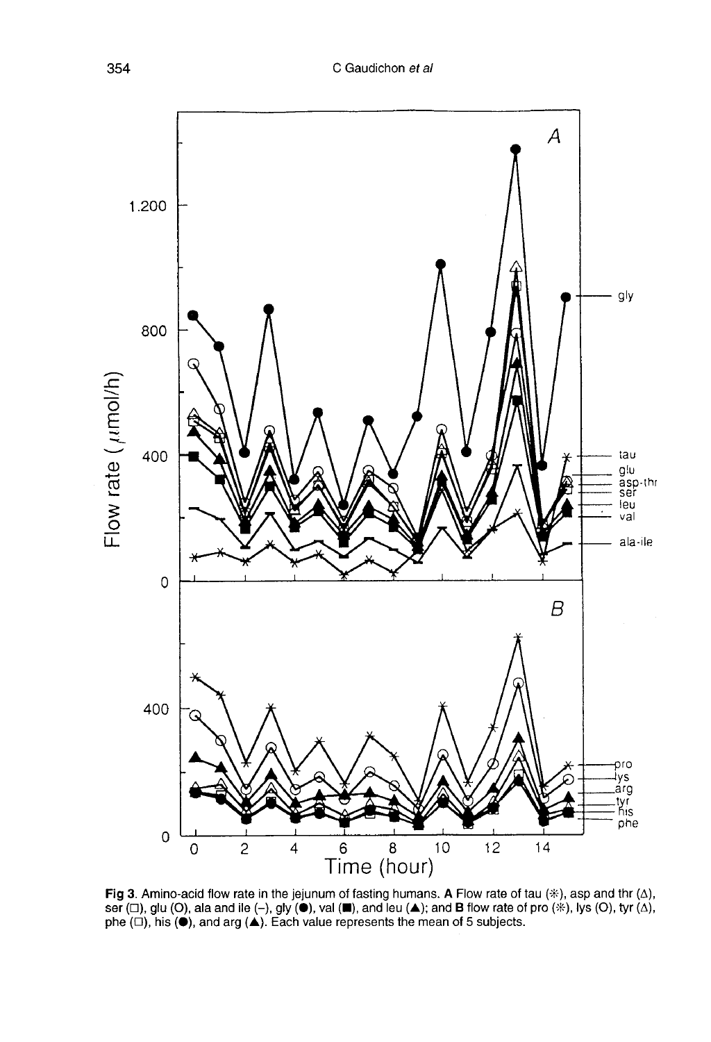**Fig 3.** Amino-acid flow rate in the jejunum of fasting humans. **A** Flow rate of tau (*), asp and thr (Δ), ser (□), glu (O), ala and ile (–), gly (●), val (■), and leu (▲); and **B** flow rate of pro (*), lys (O), tyr (Δ), phe (□), his (●), and arg (▲). Each value represents the mean of 5 subjects.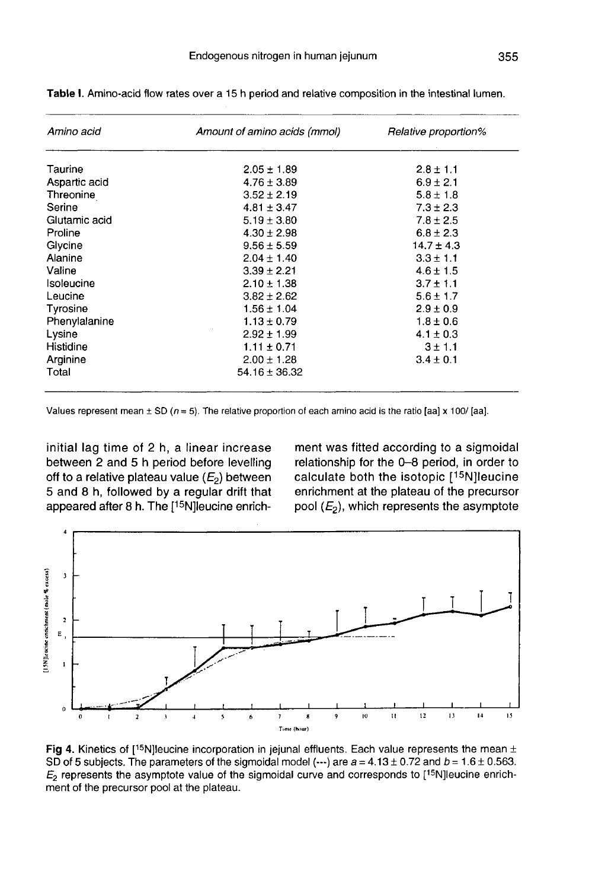**Table I.** Amino-acid flow rates over a 15 h period and relative composition in the intestinal lumen.

| *Amino acid* | *Amount of amino acids (mmol)* | *Relative proportion%* |
|---|---|---|
| Taurine | 2.05 ± 1.89 | 2.8 ± 1.1 |
| Aspartic acid | 4.76 ± 3.89 | 6.9 ± 2.1 |
| Threonine | 3.52 ± 2.19 | 5.8 ± 1.8 |
| Serine | 4.81 ± 3.47 | 7.3 ± 2.3 |
| Glutamic acid | 5.19 ± 3.80 | 7.8 ± 2.5 |
| Proline | 4.30 ± 2.98 | 6.8 ± 2.3 |
| Glycine | 9.56 ± 5.59 | 14.7 ± 4.3 |
| Alanine | 2.04 ± 1.40 | 3.3 ± 1.1 |
| Valine | 3.39 ± 2.21 | 4.6 ± 1.5 |
| Isoleucine | 2.10 ± 1.38 | 3.7 ± 1.1 |
| Leucine | 3.82 ± 2.62 | 5.6 ± 1.7 |
| Tyrosine | 1.56 ± 1.04 | 2.9 ± 0.9 |
| Phenylalanine | 1.13 ± 0.79 | 1.8 ± 0.6 |
| Lysine | 2.92 ± 1.99 | 4.1 ± 0.3 |
| Histidine | 1.11 ± 0.71 | 3 ± 1.1 |
| Arginine | 2.00 ± 1.28 | 3.4 ± 0.1 |
| Total | 54.16 ± 36.32 | |

Values represent mean ± SD ($n = 5$). The relative proportion of each amino acid is the ratio [aa] x 100/ [aa].

initial lag time of 2 h, a linear increase between 2 and 5 h period before levelling off to a relative plateau value ($E_2$) between 5 and 8 h, followed by a regular drift that appeared after 8 h. The [$^{15}$N]leucine enrichment was fitted according to a sigmoidal relationship for the 0–8 period, in order to calculate both the isotopic [$^{15}$N]leucine enrichment at the plateau of the precursor pool ($E_2$), which represents the asymptote

**Fig 4.** Kinetics of [$^{15}$N]leucine incorporation in jejunal effluents. Each value represents the mean ± SD of 5 subjects. The parameters of the sigmoidal model (---) are $a = 4.13 \pm 0.72$ and $b = 1.6 \pm 0.563$. $E_2$ represents the asymptote value of the sigmoidal curve and corresponds to [$^{15}$N]leucine enrichment of the precursor pool at the plateau.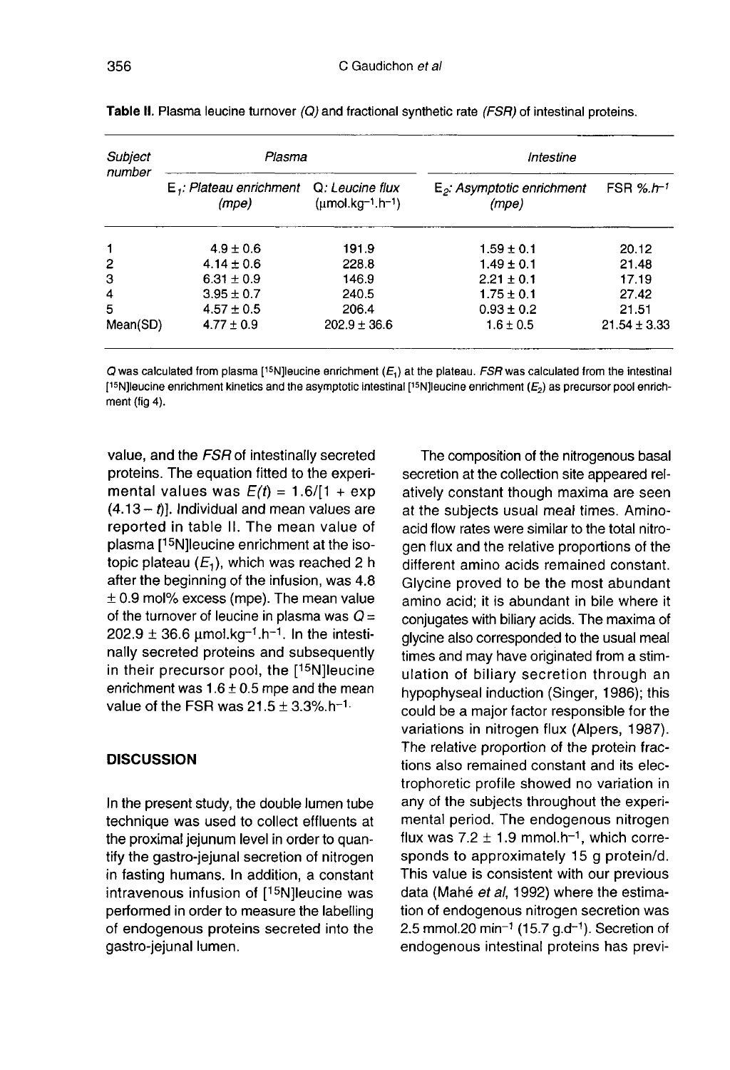**Table II.** Plasma leucine turnover *(Q)* and fractional synthetic rate *(FSR)* of intestinal proteins.

| Subject number | Plasma | | Intestine | |
|---|---|---|---|---|
| | $E_1$: Plateau enrichment (mpe) | Q: Leucine flux ($\mu$mol.kg$^{-1}$.h$^{-1}$) | $E_2$: Asymptotic enrichment (mpe) | FSR %.$h^{-1}$ |
| 1 | 4.9 ± 0.6 | 191.9 | 1.59 ± 0.1 | 20.12 |
| 2 | 4.14 ± 0.6 | 228.8 | 1.49 ± 0.1 | 21.48 |
| 3 | 6.31 ± 0.9 | 146.9 | 2.21 ± 0.1 | 17.19 |
| 4 | 3.95 ± 0.7 | 240.5 | 1.75 ± 0.1 | 27.42 |
| 5 | 4.57 ± 0.5 | 206.4 | 0.93 ± 0.2 | 21.51 |
| Mean(SD) | 4.77 ± 0.9 | 202.9 ± 36.6 | 1.6 ± 0.5 | 21.54 ± 3.33 |

*Q* was calculated from plasma [$^{15}$N]leucine enrichment ($E_1$) at the plateau. *FSR* was calculated from the intestinal [$^{15}$N]leucine enrichment kinetics and the asymptotic intestinal [$^{15}$N]leucine enrichment ($E_2$) as precursor pool enrichment (fig 4).

value, and the *FSR* of intestinally secreted proteins. The equation fitted to the experimental values was $E(t) = 1.6/[1 + \exp(4.13 - t)]$. Individual and mean values are reported in table II. The mean value of plasma [$^{15}$N]leucine enrichment at the isotopic plateau ($E_1$), which was reached 2 h after the beginning of the infusion, was 4.8 ± 0.9 mol% excess (mpe). The mean value of the turnover of leucine in plasma was $Q = 202.9 \pm 36.6$ $\mu$mol.kg$^{-1}$.h$^{-1}$. In the intestinally secreted proteins and subsequently in their precursor pool, the [$^{15}$N]leucine enrichment was 1.6 ± 0.5 mpe and the mean value of the FSR was 21.5 ± 3.3%.h$^{-1}$.

## DISCUSSION

In the present study, the double lumen tube technique was used to collect effluents at the proximal jejunum level in order to quantify the gastro-jejunal secretion of nitrogen in fasting humans. In addition, a constant intravenous infusion of [$^{15}$N]leucine was performed in order to measure the labelling of endogenous proteins secreted into the gastro-jejunal lumen.

The composition of the nitrogenous basal secretion at the collection site appeared relatively constant though maxima are seen at the subjects usual meal times. Amino-acid flow rates were similar to the total nitrogen flux and the relative proportions of the different amino acids remained constant. Glycine proved to be the most abundant amino acid; it is abundant in bile where it conjugates with biliary acids. The maxima of glycine also corresponded to the usual meal times and may have originated from a stimulation of biliary secretion through an hypophyseal induction (Singer, 1986); this could be a major factor responsible for the variations in nitrogen flux (Alpers, 1987). The relative proportion of the protein fractions also remained constant and its electrophoretic profile showed no variation in any of the subjects throughout the experimental period. The endogenous nitrogen flux was 7.2 ± 1.9 mmol.h$^{-1}$, which corresponds to approximately 15 g protein/d. This value is consistent with our previous data (Mahé *et al*, 1992) where the estimation of endogenous nitrogen secretion was 2.5 mmol.20 min$^{-1}$ (15.7 g.d$^{-1}$). Secretion of endogenous intestinal proteins has previ-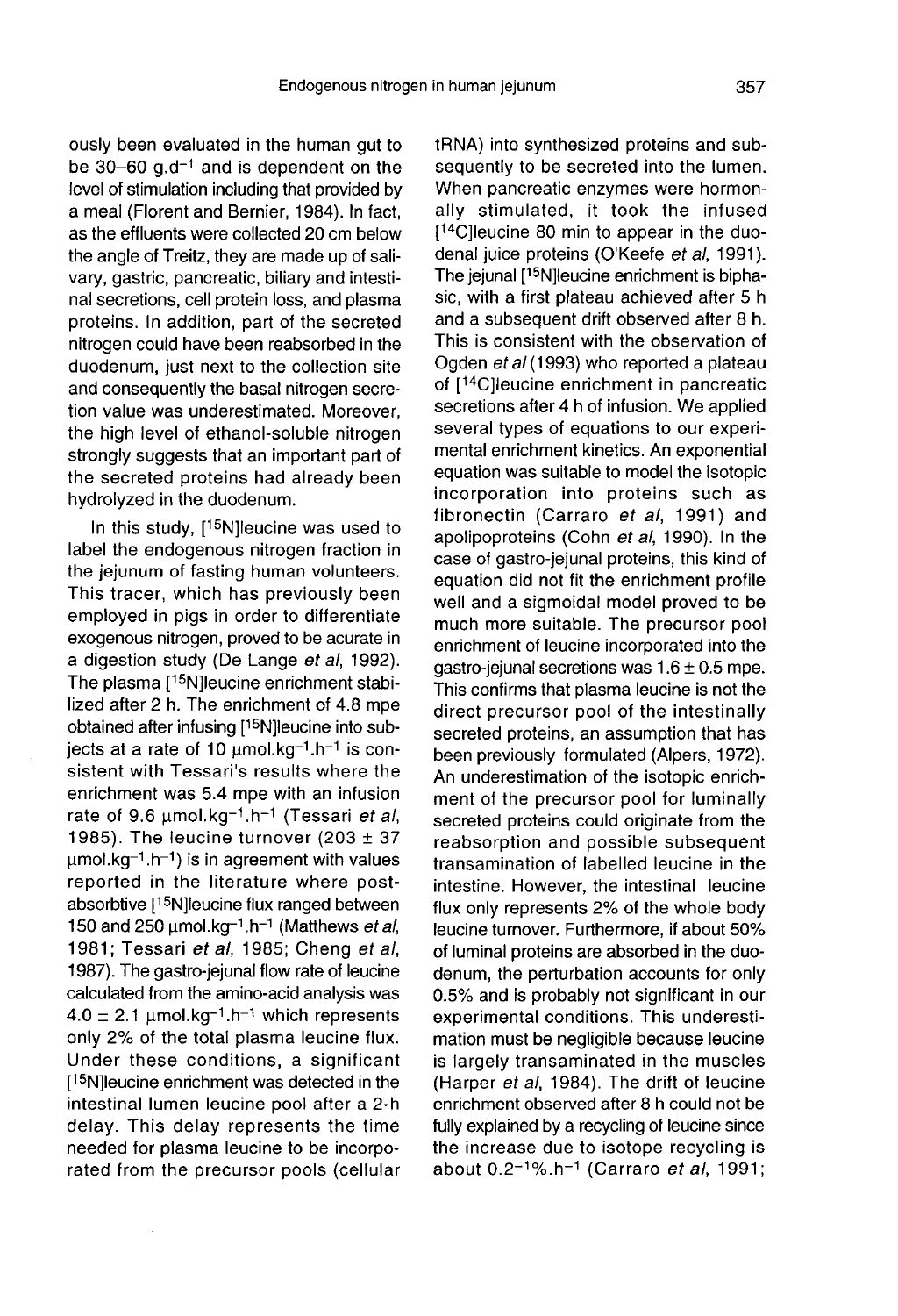ously been evaluated in the human gut to be 30–60 $g.d^{-1}$ and is dependent on the level of stimulation including that provided by a meal (Florent and Bernier, 1984). In fact, as the effluents were collected 20 cm below the angle of Treitz, they are made up of salivary, gastric, pancreatic, biliary and intestinal secretions, cell protein loss, and plasma proteins. In addition, part of the secreted nitrogen could have been reabsorbed in the duodenum, just next to the collection site and consequently the basal nitrogen secretion value was underestimated. Moreover, the high level of ethanol-soluble nitrogen strongly suggests that an important part of the secreted proteins had already been hydrolyzed in the duodenum.

In this study, $[^{15}N]$leucine was used to label the endogenous nitrogen fraction in the jejunum of fasting human volunteers. This tracer, which has previously been employed in pigs in order to differentiate exogenous nitrogen, proved to be acurate in a digestion study (De Lange *et al*, 1992). The plasma $[^{15}N]$leucine enrichment stabilized after 2 h. The enrichment of 4.8 mpe obtained after infusing $[^{15}N]$leucine into subjects at a rate of 10 $\mu mol.kg^{-1}.h^{-1}$ is consistent with Tessari's results where the enrichment was 5.4 mpe with an infusion rate of 9.6 $\mu mol.kg^{-1}.h^{-1}$ (Tessari *et al*, 1985). The leucine turnover (203 ± 37 $\mu mol.kg^{-1}.h^{-1}$) is in agreement with values reported in the literature where post-absorbtive $[^{15}N]$leucine flux ranged between 150 and 250 $\mu mol.kg^{-1}.h^{-1}$ (Matthews *et al*, 1981; Tessari *et al*, 1985; Cheng *et al*, 1987). The gastro-jejunal flow rate of leucine calculated from the amino-acid analysis was 4.0 ± 2.1 $\mu mol.kg^{-1}.h^{-1}$ which represents only 2% of the total plasma leucine flux. Under these conditions, a significant $[^{15}N]$leucine enrichment was detected in the intestinal lumen leucine pool after a 2-h delay. This delay represents the time needed for plasma leucine to be incorporated from the precursor pools (cellular tRNA) into synthesized proteins and subsequently to be secreted into the lumen. When pancreatic enzymes were hormonally stimulated, it took the infused $[^{14}C]$leucine 80 min to appear in the duodenal juice proteins (O'Keefe *et al*, 1991). The jejunal $[^{15}N]$leucine enrichment is biphasic, with a first plateau achieved after 5 h and a subsequent drift observed after 8 h. This is consistent with the observation of Ogden *et al* (1993) who reported a plateau of $[^{14}C]$leucine enrichment in pancreatic secretions after 4 h of infusion. We applied several types of equations to our experimental enrichment kinetics. An exponential equation was suitable to model the isotopic incorporation into proteins such as fibronectin (Carraro *et al*, 1991) and apolipoproteins (Cohn *et al*, 1990). In the case of gastro-jejunal proteins, this kind of equation did not fit the enrichment profile well and a sigmoidal model proved to be much more suitable. The precursor pool enrichment of leucine incorporated into the gastro-jejunal secretions was 1.6 ± 0.5 mpe. This confirms that plasma leucine is not the direct precursor pool of the intestinally secreted proteins, an assumption that has been previously formulated (Alpers, 1972). An underestimation of the isotopic enrichment of the precursor pool for luminally secreted proteins could originate from the reabsorption and possible subsequent transamination of labelled leucine in the intestine. However, the intestinal leucine flux only represents 2% of the whole body leucine turnover. Furthermore, if about 50% of luminal proteins are absorbed in the duodenum, the perturbation accounts for only 0.5% and is probably not significant in our experimental conditions. This underestimation must be negligible because leucine is largely transaminated in the muscles (Harper *et al*, 1984). The drift of leucine enrichment observed after 8 h could not be fully explained by a recycling of leucine since the increase due to isotope recycling is about $0.2^{-1}\%.h^{-1}$ (Carraro *et al*, 1991;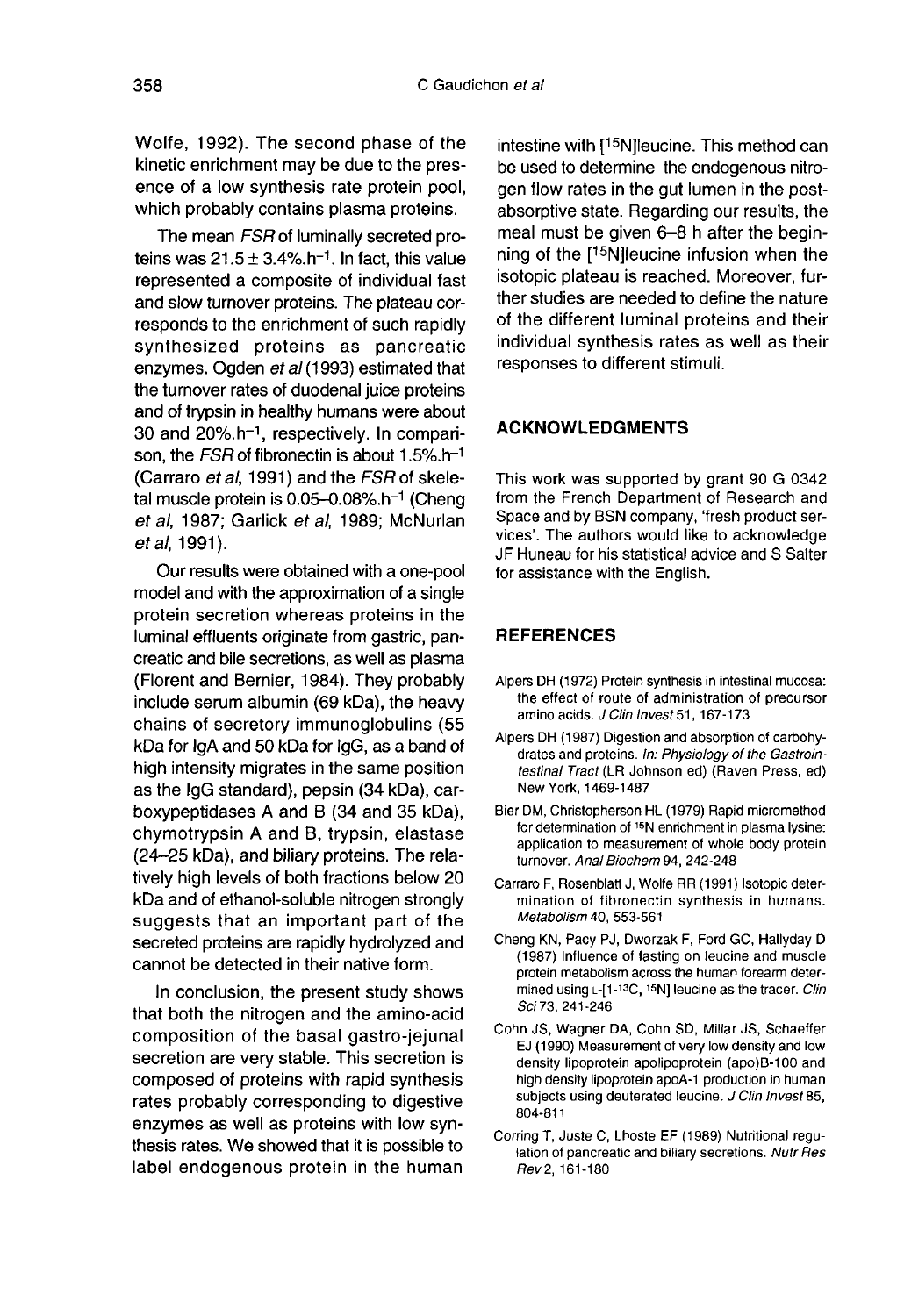Wolfe, 1992). The second phase of the kinetic enrichment may be due to the presence of a low synthesis rate protein pool, which probably contains plasma proteins.

The mean *FSR* of luminally secreted proteins was $21.5 \pm 3.4\%.h^{-1}$. In fact, this value represented a composite of individual fast and slow turnover proteins. The plateau corresponds to the enrichment of such rapidly synthesized proteins as pancreatic enzymes. Ogden *et al* (1993) estimated that the turnover rates of duodenal juice proteins and of trypsin in healthy humans were about 30 and $20\%.h^{-1}$, respectively. In comparison, the *FSR* of fibronectin is about $1.5\%.h^{-1}$ (Carraro *et al*, 1991) and the *FSR* of skeletal muscle protein is $0.05–0.08\%.h^{-1}$ (Cheng *et al*, 1987; Garlick *et al*, 1989; McNurlan *et al*, 1991).

Our results were obtained with a one-pool model and with the approximation of a single protein secretion whereas proteins in the luminal effluents originate from gastric, pancreatic and bile secretions, as well as plasma (Florent and Bernier, 1984). They probably include serum albumin (69 kDa), the heavy chains of secretory immunoglobulins (55 kDa for IgA and 50 kDa for IgG, as a band of high intensity migrates in the same position as the IgG standard), pepsin (34 kDa), carboxypeptidases A and B (34 and 35 kDa), chymotrypsin A and B, trypsin, elastase (24–25 kDa), and biliary proteins. The relatively high levels of both fractions below 20 kDa and of ethanol-soluble nitrogen strongly suggests that an important part of the secreted proteins are rapidly hydrolyzed and cannot be detected in their native form.

In conclusion, the present study shows that both the nitrogen and the amino-acid composition of the basal gastro-jejunal secretion are very stable. This secretion is composed of proteins with rapid synthesis rates probably corresponding to digestive enzymes as well as proteins with low synthesis rates. We showed that it is possible to label endogenous protein in the human intestine with [$^{15}$N]leucine. This method can be used to determine the endogenous nitrogen flow rates in the gut lumen in the postabsorptive state. Regarding our results, the meal must be given 6–8 h after the beginning of the [$^{15}$N]leucine infusion when the isotopic plateau is reached. Moreover, further studies are needed to define the nature of the different luminal proteins and their individual synthesis rates as well as their responses to different stimuli.

## ACKNOWLEDGMENTS

This work was supported by grant 90 G 0342 from the French Department of Research and Space and by BSN company, 'fresh product services'. The authors would like to acknowledge JF Huneau for his statistical advice and S Salter for assistance with the English.

## REFERENCES

Alpers DH (1972) Protein synthesis in intestinal mucosa: the effect of route of administration of precursor amino acids. *J Clin Invest* 51, 167-173

Alpers DH (1987) Digestion and absorption of carbohydrates and proteins. *In: Physiology of the Gastrointestinal Tract* (LR Johnson ed) (Raven Press, ed) New York, 1469-1487

Bier DM, Christopherson HL (1979) Rapid micromethod for determination of $^{15}$N enrichment in plasma lysine: application to measurement of whole body protein turnover. *Anal Biochem* 94, 242-248

Carraro F, Rosenblatt J, Wolfe RR (1991) Isotopic determination of fibronectin synthesis in humans. *Metabolism* 40, 553-561

Cheng KN, Pacy PJ, Dworzak F, Ford GC, Hallyday D (1987) Influence of fasting on leucine and muscle protein metabolism across the human forearm determined using L-[1-$^{13}$C, $^{15}$N] leucine as the tracer. *Clin Sci* 73, 241-246

Cohn JS, Wagner DA, Cohn SD, Millar JS, Schaeffer EJ (1990) Measurement of very low density and low density lipoprotein apolipoprotein (apo)B-100 and high density lipoprotein apoA-1 production in human subjects using deuterated leucine. *J Clin Invest* 85, 804-811

Corring T, Juste C, Lhoste EF (1989) Nutritional regulation of pancreatic and biliary secretions. *Nutr Res Rev* 2, 161-180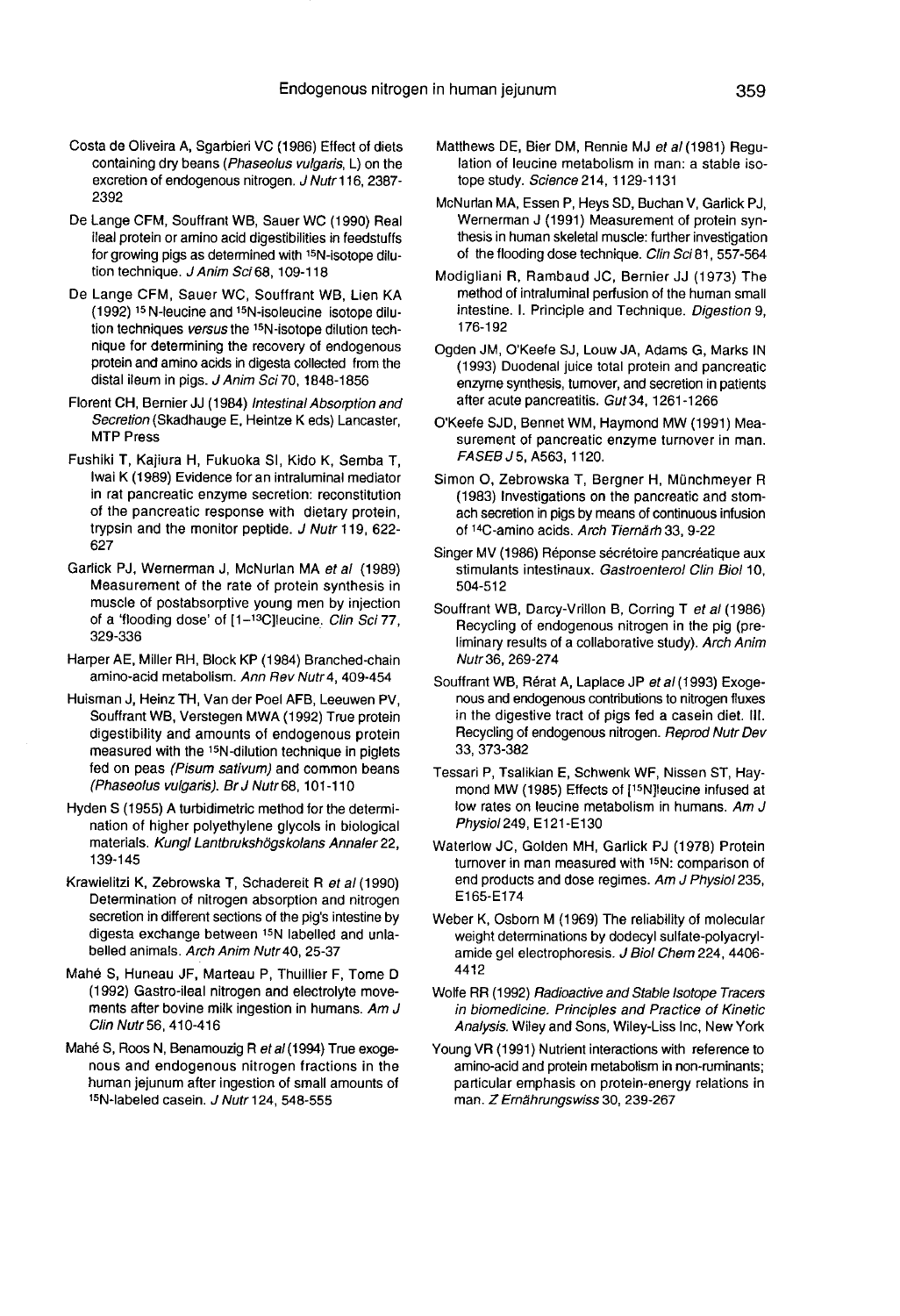Costa de Oliveira A, Sgarbieri VC (1986) Effect of diets containing dry beans (*Phaseolus vulgaris*, L) on the excretion of endogenous nitrogen. *J Nutr* 116, 2387-2392

De Lange CFM, Souffrant WB, Sauer WC (1990) Real ileal protein or amino acid digestibilities in feedstuffs for growing pigs as determined with $^{15}N$-isotope dilution technique. *J Anim Sci* 68, 109-118

De Lange CFM, Sauer WC, Souffrant WB, Lien KA (1992) $^{15}N$-leucine and $^{15}N$-isoleucine isotope dilution techniques *versus* the $^{15}N$-isotope dilution technique for determining the recovery of endogenous protein and amino acids in digesta collected from the distal ileum in pigs. *J Anim Sci* 70, 1848-1856

Florent CH, Bernier JJ (1984) *Intestinal Absorption and Secretion* (Skadhauge E, Heintze K eds) Lancaster, MTP Press

Fushiki T, Kajiura H, Fukuoka SI, Kido K, Semba T, Iwai K (1989) Evidence for an intraluminal mediator in rat pancreatic enzyme secretion: reconstitution of the pancreatic response with dietary protein, trypsin and the monitor peptide. *J Nutr* 119, 622-627

Garlick PJ, Wernerman J, McNurlan MA *et al* (1989) Measurement of the rate of protein synthesis in muscle of postabsorptive young men by injection of a 'flooding dose' of [1-$^{13}C$]leucine. *Clin Sci* 77, 329-336

Harper AE, Miller RH, Block KP (1984) Branched-chain amino-acid metabolism. *Ann Rev Nutr* 4, 409-454

Huisman J, Heinz TH, Van der Poel AFB, Leeuwen PV, Souffrant WB, Verstegen MWA (1992) True protein digestibility and amounts of endogenous protein measured with the $^{15}N$-dilution technique in piglets fed on peas *(Pisum sativum)* and common beans *(Phaseolus vulgaris)*. *Br J Nutr* 68, 101-110

Hyden S (1955) A turbidimetric method for the determination of higher polyethylene glycols in biological materials. *Kungl Lantbrukshögskolans Annaler* 22, 139-145

Krawielitzi K, Zebrowska T, Schadereit R *et al* (1990) Determination of nitrogen absorption and nitrogen secretion in different sections of the pig's intestine by digesta exchange between $^{15}N$ labelled and unlabelled animals. *Arch Anim Nutr* 40, 25-37

Mahé S, Huneau JF, Marteau P, Thuillier F, Tome D (1992) Gastro-ileal nitrogen and electrolyte movements after bovine milk ingestion in humans. *Am J Clin Nutr* 56, 410-416

Mahé S, Roos N, Benamouzig R *et al* (1994) True exogenous and endogenous nitrogen fractions in the human jejunum after ingestion of small amounts of $^{15}N$-labeled casein. *J Nutr* 124, 548-555

Matthews DE, Bier DM, Rennie MJ *et al* (1981) Regulation of leucine metabolism in man: a stable isotope study. *Science* 214, 1129-1131

McNurlan MA, Essen P, Heys SD, Buchan V, Garlick PJ, Wernerman J (1991) Measurement of protein synthesis in human skeletal muscle: further investigation of the flooding dose technique. *Clin Sci* 81, 557-564

Modigliani R, Rambaud JC, Bernier JJ (1973) The method of intraluminal perfusion of the human small intestine. I. Principle and Technique. *Digestion* 9, 176-192

Ogden JM, O'Keefe SJ, Louw JA, Adams G, Marks IN (1993) Duodenal juice total protein and pancreatic enzyme synthesis, turnover, and secretion in patients after acute pancreatitis. *Gut* 34, 1261-1266

O'Keefe SJD, Bennet WM, Haymond MW (1991) Measurement of pancreatic enzyme turnover in man. *FASEB J* 5, A563, 1120.

Simon O, Zebrowska T, Bergner H, Münchmeyer R (1983) Investigations on the pancreatic and stomach secretion in pigs by means of continuous infusion of $^{14}C$-amino acids. *Arch Tiernärh* 33, 9-22

Singer MV (1986) Réponse sécrétoire pancréatique aux stimulants intestinaux. *Gastroenterol Clin Biol* 10, 504-512

Souffrant WB, Darcy-Vrillon B, Corring T *et al* (1986) Recycling of endogenous nitrogen in the pig (preliminary results of a collaborative study). *Arch Anim Nutr* 36, 269-274

Souffrant WB, Rérat A, Laplace JP *et al* (1993) Exogenous and endogenous contributions to nitrogen fluxes in the digestive tract of pigs fed a casein diet. III. Recycling of endogenous nitrogen. *Reprod Nutr Dev* 33, 373-382

Tessari P, Tsalikian E, Schwenk WF, Nissen ST, Haymond MW (1985) Effects of [$^{15}N$]leucine infused at low rates on leucine metabolism in humans. *Am J Physiol* 249, E121-E130

Waterlow JC, Golden MH, Garlick PJ (1978) Protein turnover in man measured with $^{15}N$: comparison of end products and dose regimes. *Am J Physiol* 235, E165-E174

Weber K, Osborn M (1969) The reliability of molecular weight determinations by dodecyl sulfate-polyacrylamide gel electrophoresis. *J Biol Chem* 224, 4406-4412

Wolfe RR (1992) *Radioactive and Stable Isotope Tracers in biomedicine. Principles and Practice of Kinetic Analysis.* Wiley and Sons, Wiley-Liss Inc, New York

Young VR (1991) Nutrient interactions with reference to amino-acid and protein metabolism in non-ruminants; particular emphasis on protein-energy relations in man. *Z Ernährungswiss* 30, 239-267